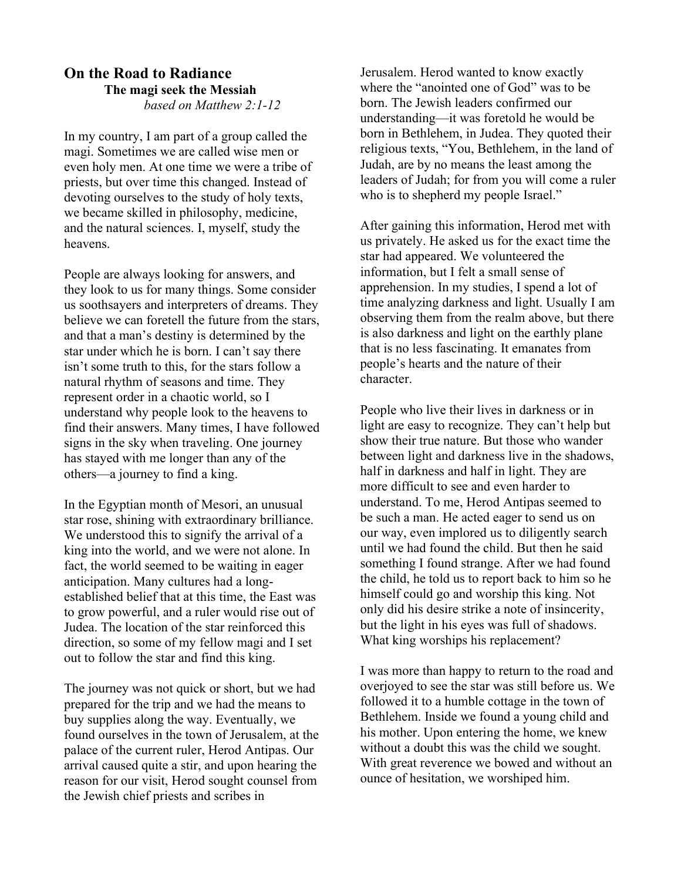## On the Road to Radiance

### The magi seek the Messiah

*based on Matthew 2:1-12*

In my country, I am part of a group called the magi. Sometimes we are called wise men or even holy men. At one time we were a tribe of priests, but over time this changed. Instead of devoting ourselves to the study of holy texts, we became skilled in philosophy, medicine, and the natural sciences. I, myself, study the heavens.

People are always looking for answers, and they look to us for many things. Some consider us soothsayers and interpreters of dreams. They believe we can foretell the future from the stars, and that a man's destiny is determined by the star under which he is born. I can't say there isn't some truth to this, for the stars follow a natural rhythm of seasons and time. They represent order in a chaotic world, so I understand why people look to the heavens to find their answers. Many times, I have followed signs in the sky when traveling. One journey has stayed with me longer than any of the others—a journey to find a king.

In the Egyptian month of Mesori, an unusual star rose, shining with extraordinary brilliance. We understood this to signify the arrival of a king into the world, and we were not alone. In fact, the world seemed to be waiting in eager anticipation. Many cultures had a long-established belief that at this time, the East was to grow powerful, and a ruler would rise out of Judea. The location of the star reinforced this direction, so some of my fellow magi and I set out to follow the star and find this king.

The journey was not quick or short, but we had prepared for the trip and we had the means to buy supplies along the way. Eventually, we found ourselves in the town of Jerusalem, at the palace of the current ruler, Herod Antipas. Our arrival caused quite a stir, and upon hearing the reason for our visit, Herod sought counsel from the Jewish chief priests and scribes in Jerusalem. Herod wanted to know exactly where the "anointed one of God" was to be born. The Jewish leaders confirmed our understanding—it was foretold he would be born in Bethlehem, in Judea. They quoted their religious texts, "You, Bethlehem, in the land of Judah, are by no means the least among the leaders of Judah; for from you will come a ruler who is to shepherd my people Israel."

After gaining this information, Herod met with us privately. He asked us for the exact time the star had appeared. We volunteered the information, but I felt a small sense of apprehension. In my studies, I spend a lot of time analyzing darkness and light. Usually I am observing them from the realm above, but there is also darkness and light on the earthly plane that is no less fascinating. It emanates from people's hearts and the nature of their character.

People who live their lives in darkness or in light are easy to recognize. They can't help but show their true nature. But those who wander between light and darkness live in the shadows, half in darkness and half in light. They are more difficult to see and even harder to understand. To me, Herod Antipas seemed to be such a man. He acted eager to send us on our way, even implored us to diligently search until we had found the child. But then he said something I found strange. After we had found the child, he told us to report back to him so he himself could go and worship this king. Not only did his desire strike a note of insincerity, but the light in his eyes was full of shadows. What king worships his replacement?

I was more than happy to return to the road and overjoyed to see the star was still before us. We followed it to a humble cottage in the town of Bethlehem. Inside we found a young child and his mother. Upon entering the home, we knew without a doubt this was the child we sought. With great reverence we bowed and without an ounce of hesitation, we worshiped him.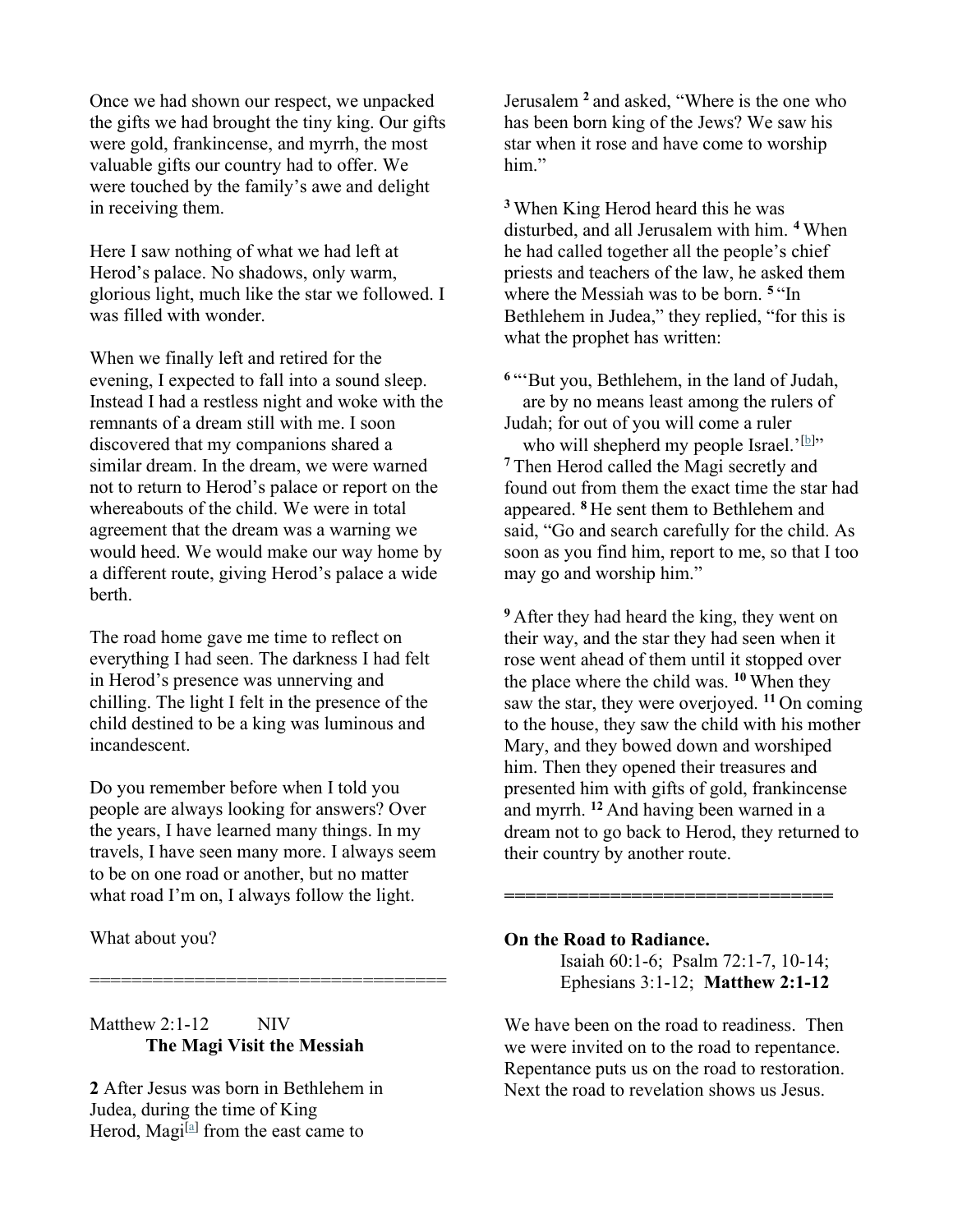Once we had shown our respect, we unpacked the gifts we had brought the tiny king. Our gifts were gold, frankincense, and myrrh, the most valuable gifts our country had to offer. We were touched by the family's awe and delight in receiving them.

Here I saw nothing of what we had left at Herod's palace. No shadows, only warm, glorious light, much like the star we followed. I was filled with wonder.

When we finally left and retired for the evening, I expected to fall into a sound sleep. Instead I had a restless night and woke with the remnants of a dream still with me. I soon discovered that my companions shared a similar dream. In the dream, we were warned not to return to Herod's palace or report on the whereabouts of the child. We were in total agreement that the dream was a warning we would heed. We would make our way home by a different route, giving Herod's palace a wide berth.

The road home gave me time to reflect on everything I had seen. The darkness I had felt in Herod's presence was unnerving and chilling. The light I felt in the presence of the child destined to be a king was luminous and incandescent.

Do you remember before when I told you people are always looking for answers? Over the years, I have learned many things. In my travels, I have seen many more. I always seem to be on one road or another, but no matter what road I'm on, I always follow the light.

What about you?

=================================

Matthew 2:1-12 NIV

**The Magi Visit the Messiah**

**2** After Jesus was born in Bethlehem in Judea, during the time of King Herod, Magi[a] from the east came to Jerusalem **2** and asked, "Where is the one who has been born king of the Jews? We saw his star when it rose and have come to worship him."

**3** When King Herod heard this he was disturbed, and all Jerusalem with him. **4** When he had called together all the people's chief priests and teachers of the law, he asked them where the Messiah was to be born. **5** "In Bethlehem in Judea," they replied, "for this is what the prophet has written:

**6** "'But you, Bethlehem, in the land of Judah,
are by no means least among the rulers of Judah; for out of you will come a ruler
who will shepherd my people Israel.'[b]"

**7** Then Herod called the Magi secretly and found out from them the exact time the star had appeared. **8** He sent them to Bethlehem and said, "Go and search carefully for the child. As soon as you find him, report to me, so that I too may go and worship him."

**9** After they had heard the king, they went on their way, and the star they had seen when it rose went ahead of them until it stopped over the place where the child was. **10** When they saw the star, they were overjoyed. **11** On coming to the house, they saw the child with his mother Mary, and they bowed down and worshiped him. Then they opened their treasures and presented him with gifts of gold, frankincense and myrrh. **12** And having been warned in a dream not to go back to Herod, they returned to their country by another route.

==============================

**On the Road to Radiance.**

Isaiah 60:1-6; Psalm 72:1-7, 10-14; Ephesians 3:1-12; **Matthew 2:1-12**

We have been on the road to readiness. Then we were invited on to the road to repentance. Repentance puts us on the road to restoration. Next the road to revelation shows us Jesus.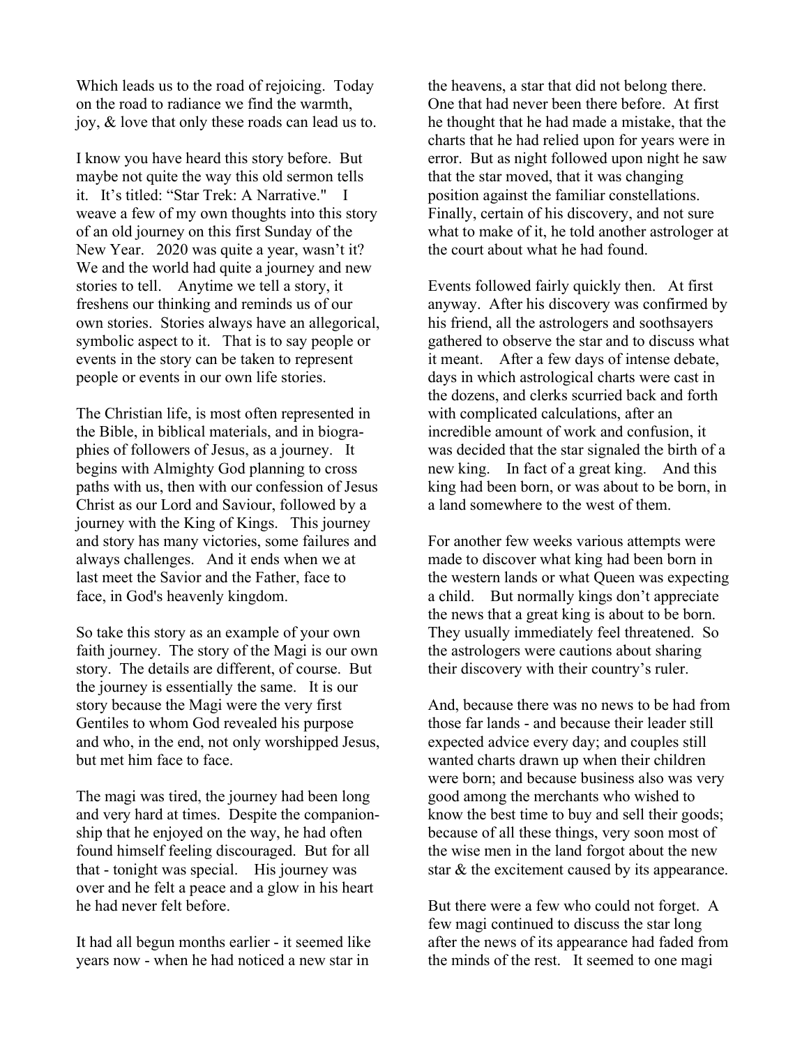Which leads us to the road of rejoicing. Today on the road to radiance we find the warmth, joy, & love that only these roads can lead us to.

I know you have heard this story before. But maybe not quite the way this old sermon tells it. It's titled: "Star Trek: A Narrative." I weave a few of my own thoughts into this story of an old journey on this first Sunday of the New Year. 2020 was quite a year, wasn't it? We and the world had quite a journey and new stories to tell. Anytime we tell a story, it freshens our thinking and reminds us of our own stories. Stories always have an allegorical, symbolic aspect to it. That is to say people or events in the story can be taken to represent people or events in our own life stories.

The Christian life, is most often represented in the Bible, in biblical materials, and in biographies of followers of Jesus, as a journey. It begins with Almighty God planning to cross paths with us, then with our confession of Jesus Christ as our Lord and Saviour, followed by a journey with the King of Kings. This journey and story has many victories, some failures and always challenges. And it ends when we at last meet the Savior and the Father, face to face, in God's heavenly kingdom.

So take this story as an example of your own faith journey. The story of the Magi is our own story. The details are different, of course. But the journey is essentially the same. It is our story because the Magi were the very first Gentiles to whom God revealed his purpose and who, in the end, not only worshipped Jesus, but met him face to face.

The magi was tired, the journey had been long and very hard at times. Despite the companionship that he enjoyed on the way, he had often found himself feeling discouraged. But for all that - tonight was special. His journey was over and he felt a peace and a glow in his heart he had never felt before.

It had all begun months earlier - it seemed like years now - when he had noticed a new star in the heavens, a star that did not belong there. One that had never been there before. At first he thought that he had made a mistake, that the charts that he had relied upon for years were in error. But as night followed upon night he saw that the star moved, that it was changing position against the familiar constellations. Finally, certain of his discovery, and not sure what to make of it, he told another astrologer at the court about what he had found.

Events followed fairly quickly then. At first anyway. After his discovery was confirmed by his friend, all the astrologers and soothsayers gathered to observe the star and to discuss what it meant. After a few days of intense debate, days in which astrological charts were cast in the dozens, and clerks scurried back and forth with complicated calculations, after an incredible amount of work and confusion, it was decided that the star signaled the birth of a new king. In fact of a great king. And this king had been born, or was about to be born, in a land somewhere to the west of them.

For another few weeks various attempts were made to discover what king had been born in the western lands or what Queen was expecting a child. But normally kings don't appreciate the news that a great king is about to be born. They usually immediately feel threatened. So the astrologers were cautions about sharing their discovery with their country's ruler.

And, because there was no news to be had from those far lands - and because their leader still expected advice every day; and couples still wanted charts drawn up when their children were born; and because business also was very good among the merchants who wished to know the best time to buy and sell their goods; because of all these things, very soon most of the wise men in the land forgot about the new star & the excitement caused by its appearance.

But there were a few who could not forget. A few magi continued to discuss the star long after the news of its appearance had faded from the minds of the rest. It seemed to one magi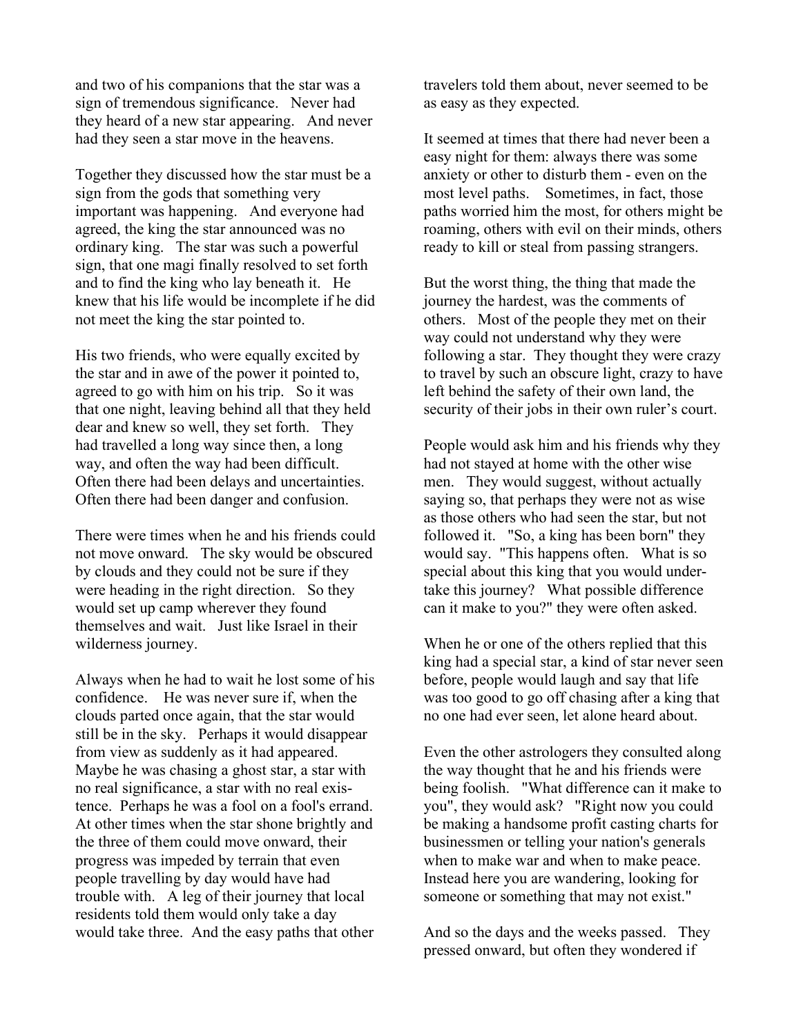and two of his companions that the star was a sign of tremendous significance. Never had they heard of a new star appearing. And never had they seen a star move in the heavens.

Together they discussed how the star must be a sign from the gods that something very important was happening. And everyone had agreed, the king the star announced was no ordinary king. The star was such a powerful sign, that one magi finally resolved to set forth and to find the king who lay beneath it. He knew that his life would be incomplete if he did not meet the king the star pointed to.

His two friends, who were equally excited by the star and in awe of the power it pointed to, agreed to go with him on his trip. So it was that one night, leaving behind all that they held dear and knew so well, they set forth. They had travelled a long way since then, a long way, and often the way had been difficult. Often there had been delays and uncertainties. Often there had been danger and confusion.

There were times when he and his friends could not move onward. The sky would be obscured by clouds and they could not be sure if they were heading in the right direction. So they would set up camp wherever they found themselves and wait. Just like Israel in their wilderness journey.

Always when he had to wait he lost some of his confidence. He was never sure if, when the clouds parted once again, that the star would still be in the sky. Perhaps it would disappear from view as suddenly as it had appeared. Maybe he was chasing a ghost star, a star with no real significance, a star with no real existence. Perhaps he was a fool on a fool's errand. At other times when the star shone brightly and the three of them could move onward, their progress was impeded by terrain that even people travelling by day would have had trouble with. A leg of their journey that local residents told them would only take a day would take three. And the easy paths that other travelers told them about, never seemed to be as easy as they expected.

It seemed at times that there had never been a easy night for them: always there was some anxiety or other to disturb them - even on the most level paths. Sometimes, in fact, those paths worried him the most, for others might be roaming, others with evil on their minds, others ready to kill or steal from passing strangers.

But the worst thing, the thing that made the journey the hardest, was the comments of others. Most of the people they met on their way could not understand why they were following a star. They thought they were crazy to travel by such an obscure light, crazy to have left behind the safety of their own land, the security of their jobs in their own ruler's court.

People would ask him and his friends why they had not stayed at home with the other wise men. They would suggest, without actually saying so, that perhaps they were not as wise as those others who had seen the star, but not followed it. "So, a king has been born" they would say. "This happens often. What is so special about this king that you would undertake this journey? What possible difference can it make to you?" they were often asked.

When he or one of the others replied that this king had a special star, a kind of star never seen before, people would laugh and say that life was too good to go off chasing after a king that no one had ever seen, let alone heard about.

Even the other astrologers they consulted along the way thought that he and his friends were being foolish. "What difference can it make to you", they would ask? "Right now you could be making a handsome profit casting charts for businessmen or telling your nation's generals when to make war and when to make peace. Instead here you are wandering, looking for someone or something that may not exist."

And so the days and the weeks passed. They pressed onward, but often they wondered if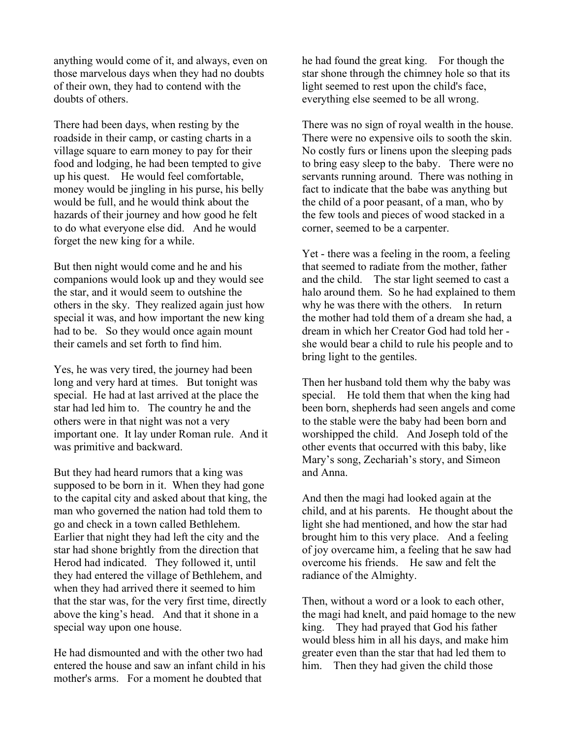anything would come of it, and always, even on those marvelous days when they had no doubts of their own, they had to contend with the doubts of others.

There had been days, when resting by the roadside in their camp, or casting charts in a village square to earn money to pay for their food and lodging, he had been tempted to give up his quest. He would feel comfortable, money would be jingling in his purse, his belly would be full, and he would think about the hazards of their journey and how good he felt to do what everyone else did. And he would forget the new king for a while.

But then night would come and he and his companions would look up and they would see the star, and it would seem to outshine the others in the sky. They realized again just how special it was, and how important the new king had to be. So they would once again mount their camels and set forth to find him.

Yes, he was very tired, the journey had been long and very hard at times. But tonight was special. He had at last arrived at the place the star had led him to. The country he and the others were in that night was not a very important one. It lay under Roman rule. And it was primitive and backward.

But they had heard rumors that a king was supposed to be born in it. When they had gone to the capital city and asked about that king, the man who governed the nation had told them to go and check in a town called Bethlehem. Earlier that night they had left the city and the star had shone brightly from the direction that Herod had indicated. They followed it, until they had entered the village of Bethlehem, and when they had arrived there it seemed to him that the star was, for the very first time, directly above the king's head. And that it shone in a special way upon one house.

He had dismounted and with the other two had entered the house and saw an infant child in his mother's arms. For a moment he doubted that he had found the great king. For though the star shone through the chimney hole so that its light seemed to rest upon the child's face, everything else seemed to be all wrong.

There was no sign of royal wealth in the house. There were no expensive oils to sooth the skin. No costly furs or linens upon the sleeping pads to bring easy sleep to the baby. There were no servants running around. There was nothing in fact to indicate that the babe was anything but the child of a poor peasant, of a man, who by the few tools and pieces of wood stacked in a corner, seemed to be a carpenter.

Yet - there was a feeling in the room, a feeling that seemed to radiate from the mother, father and the child. The star light seemed to cast a halo around them. So he had explained to them why he was there with the others. In return the mother had told them of a dream she had, a dream in which her Creator God had told her - she would bear a child to rule his people and to bring light to the gentiles.

Then her husband told them why the baby was special. He told them that when the king had been born, shepherds had seen angels and come to the stable were the baby had been born and worshipped the child. And Joseph told of the other events that occurred with this baby, like Mary's song, Zechariah's story, and Simeon and Anna.

And then the magi had looked again at the child, and at his parents. He thought about the light she had mentioned, and how the star had brought him to this very place. And a feeling of joy overcame him, a feeling that he saw had overcome his friends. He saw and felt the radiance of the Almighty.

Then, without a word or a look to each other, the magi had knelt, and paid homage to the new king. They had prayed that God his father would bless him in all his days, and make him greater even than the star that had led them to him. Then they had given the child those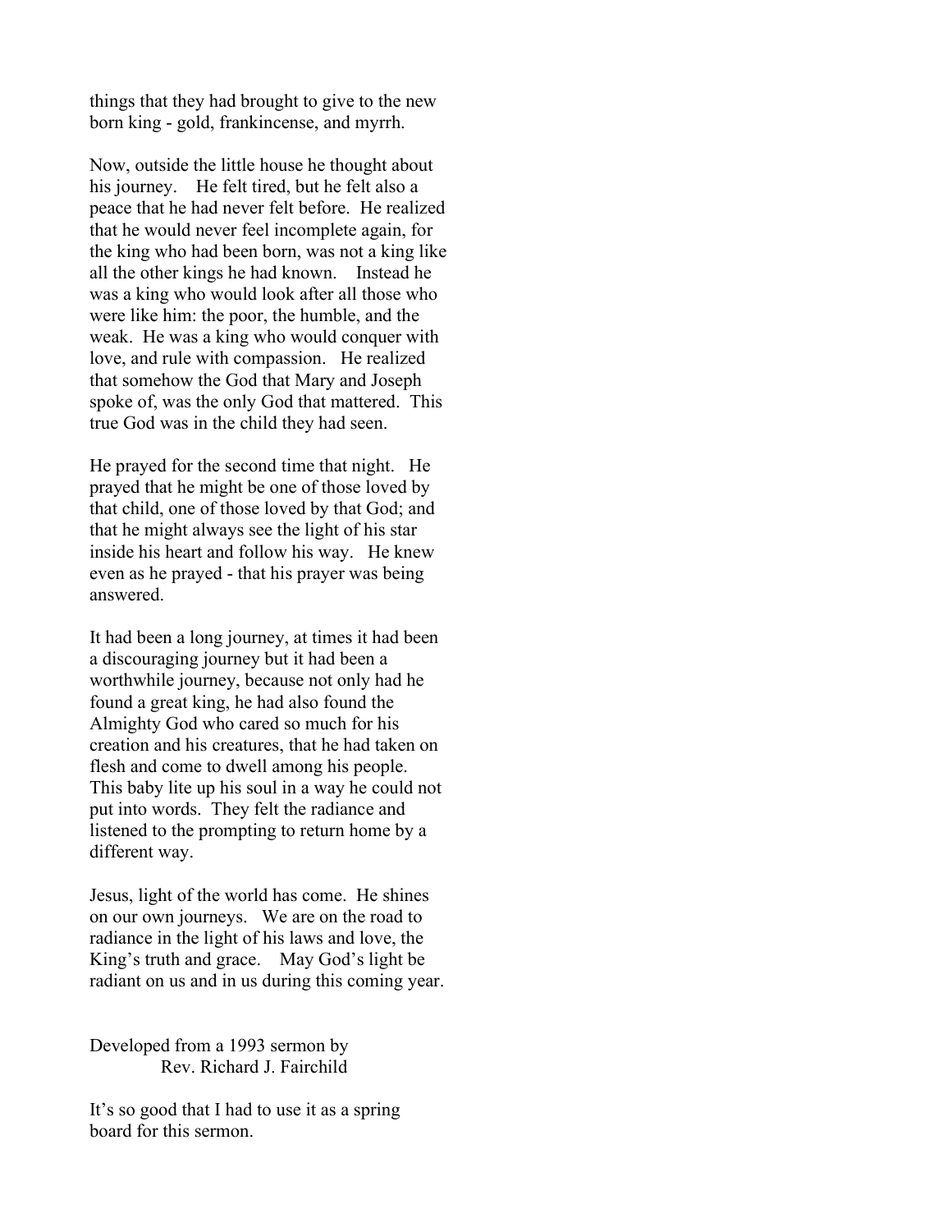things that they had brought to give to the new born king - gold, frankincense, and myrrh.

Now, outside the little house he thought about his journey. He felt tired, but he felt also a peace that he had never felt before. He realized that he would never feel incomplete again, for the king who had been born, was not a king like all the other kings he had known. Instead he was a king who would look after all those who were like him: the poor, the humble, and the weak. He was a king who would conquer with love, and rule with compassion. He realized that somehow the God that Mary and Joseph spoke of, was the only God that mattered. This true God was in the child they had seen.

He prayed for the second time that night. He prayed that he might be one of those loved by that child, one of those loved by that God; and that he might always see the light of his star inside his heart and follow his way. He knew even as he prayed - that his prayer was being answered.

It had been a long journey, at times it had been a discouraging journey but it had been a worthwhile journey, because not only had he found a great king, he had also found the Almighty God who cared so much for his creation and his creatures, that he had taken on flesh and come to dwell among his people. This baby lite up his soul in a way he could not put into words. They felt the radiance and listened to the prompting to return home by a different way.

Jesus, light of the world has come. He shines on our own journeys. We are on the road to radiance in the light of his laws and love, the King's truth and grace. May God's light be radiant on us and in us during this coming year.

Developed from a 1993 sermon by
Rev. Richard J. Fairchild

It's so good that I had to use it as a spring board for this sermon.